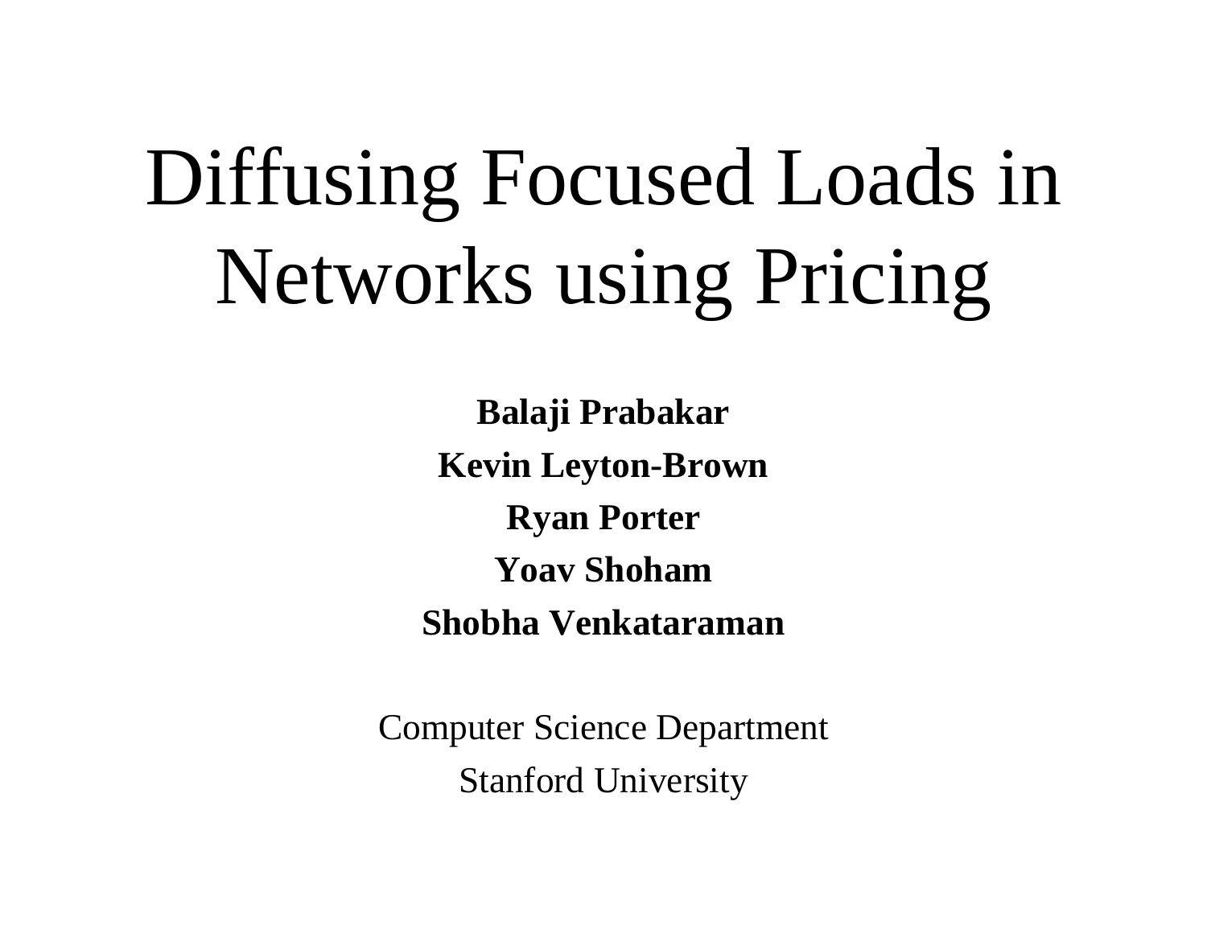# Diffusing Focused Loads in Networks using Pricing

**Balaji Prabakar**

**Kevin Leyton-Brown**

**Ryan Porter**

**Yoav Shoham**

**Shobha Venkataraman**

Computer Science Department

Stanford University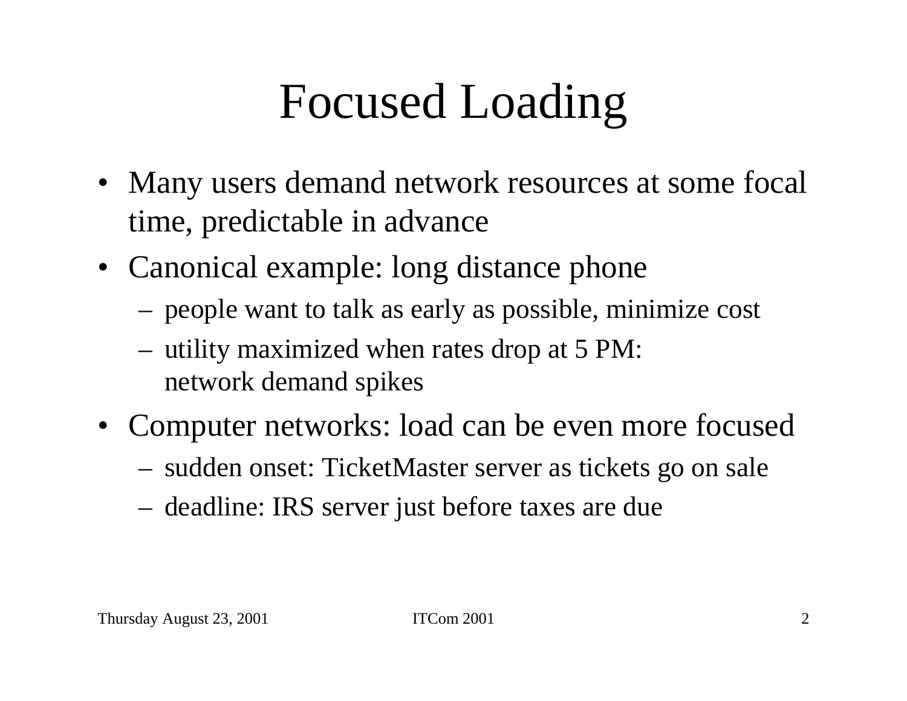# Focused Loading

- Many users demand network resources at some focal time, predictable in advance
- Canonical example: long distance phone
  - people want to talk as early as possible, minimize cost
  - utility maximized when rates drop at 5 PM: network demand spikes
- Computer networks: load can be even more focused
  - sudden onset: TicketMaster server as tickets go on sale
  - deadline: IRS server just before taxes are due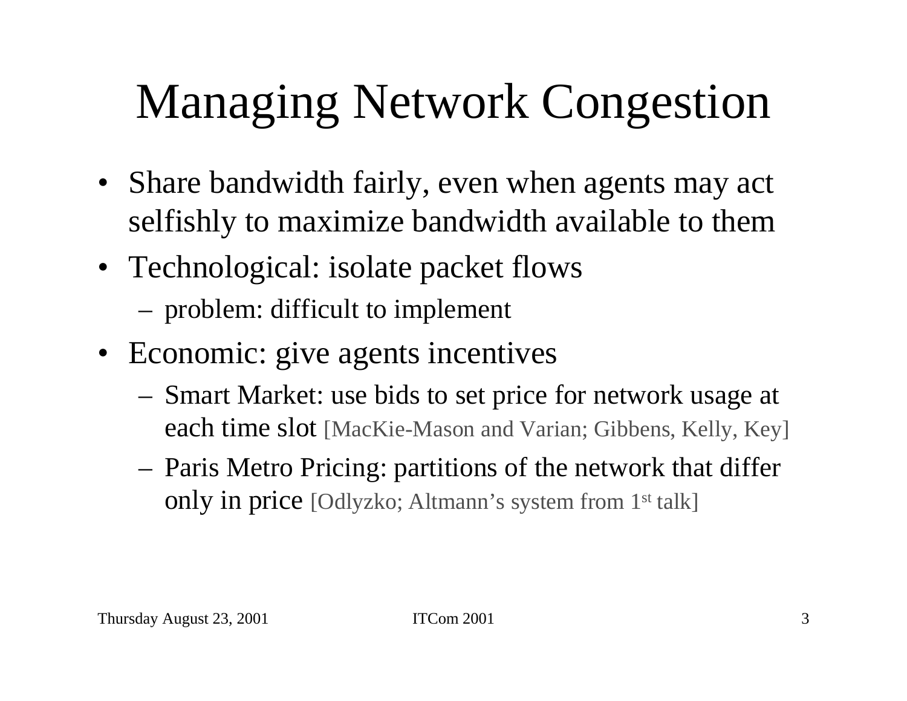# Managing Network Congestion

- Share bandwidth fairly, even when agents may act selfishly to maximize bandwidth available to them
- Technological: isolate packet flows
  - problem: difficult to implement
- Economic: give agents incentives
  - Smart Market: use bids to set price for network usage at each time slot [MacKie-Mason and Varian; Gibbens, Kelly, Key]
  - Paris Metro Pricing: partitions of the network that differ only in price [Odlyzko; Altmann's system from 1st talk]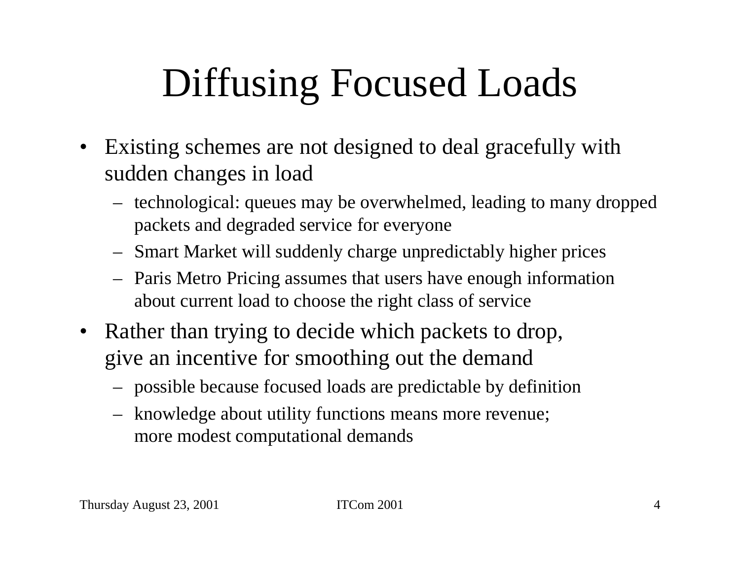# Diffusing Focused Loads

- Existing schemes are not designed to deal gracefully with sudden changes in load
  - technological: queues may be overwhelmed, leading to many dropped packets and degraded service for everyone
  - Smart Market will suddenly charge unpredictably higher prices
  - Paris Metro Pricing assumes that users have enough information about current load to choose the right class of service
- Rather than trying to decide which packets to drop, give an incentive for smoothing out the demand
  - possible because focused loads are predictable by definition
  - knowledge about utility functions means more revenue; more modest computational demands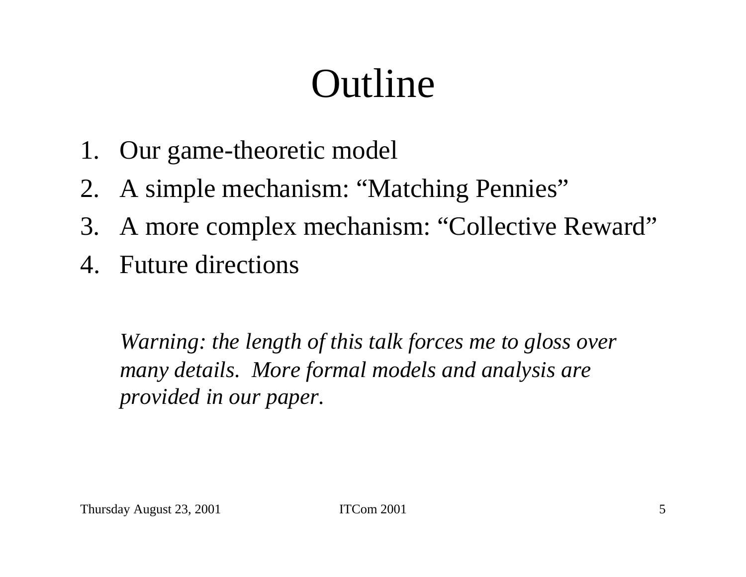# Outline

1. Our game-theoretic model
2. A simple mechanism: “Matching Pennies”
3. A more complex mechanism: “Collective Reward”
4. Future directions

*Warning: the length of this talk forces me to gloss over many details. More formal models and analysis are provided in our paper.*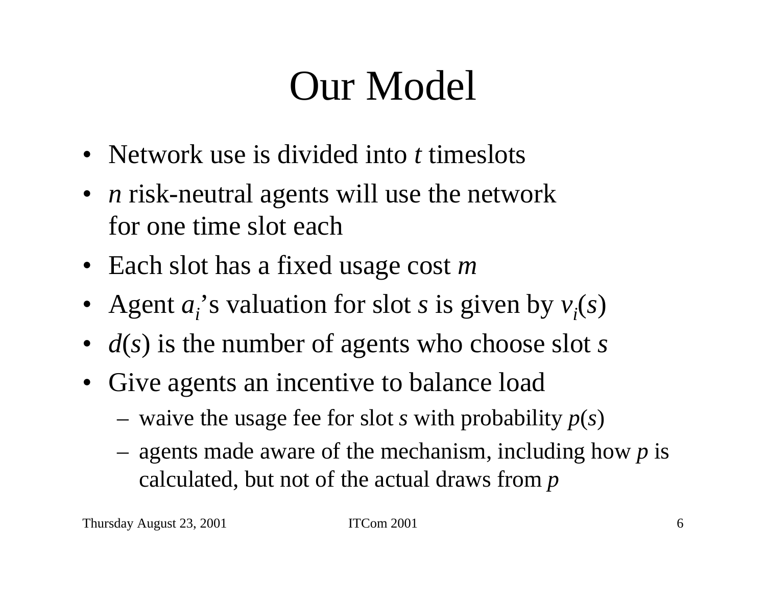# Our Model

- Network use is divided into $t$ timeslots
- $n$ risk-neutral agents will use the network for one time slot each
- Each slot has a fixed usage cost $m$
- Agent $a_i$'s valuation for slot $s$ is given by $v_i(s)$
- $d(s)$ is the number of agents who choose slot $s$
- Give agents an incentive to balance load
  - waive the usage fee for slot $s$ with probability $p(s)$
  - agents made aware of the mechanism, including how $p$ is calculated, but not of the actual draws from $p$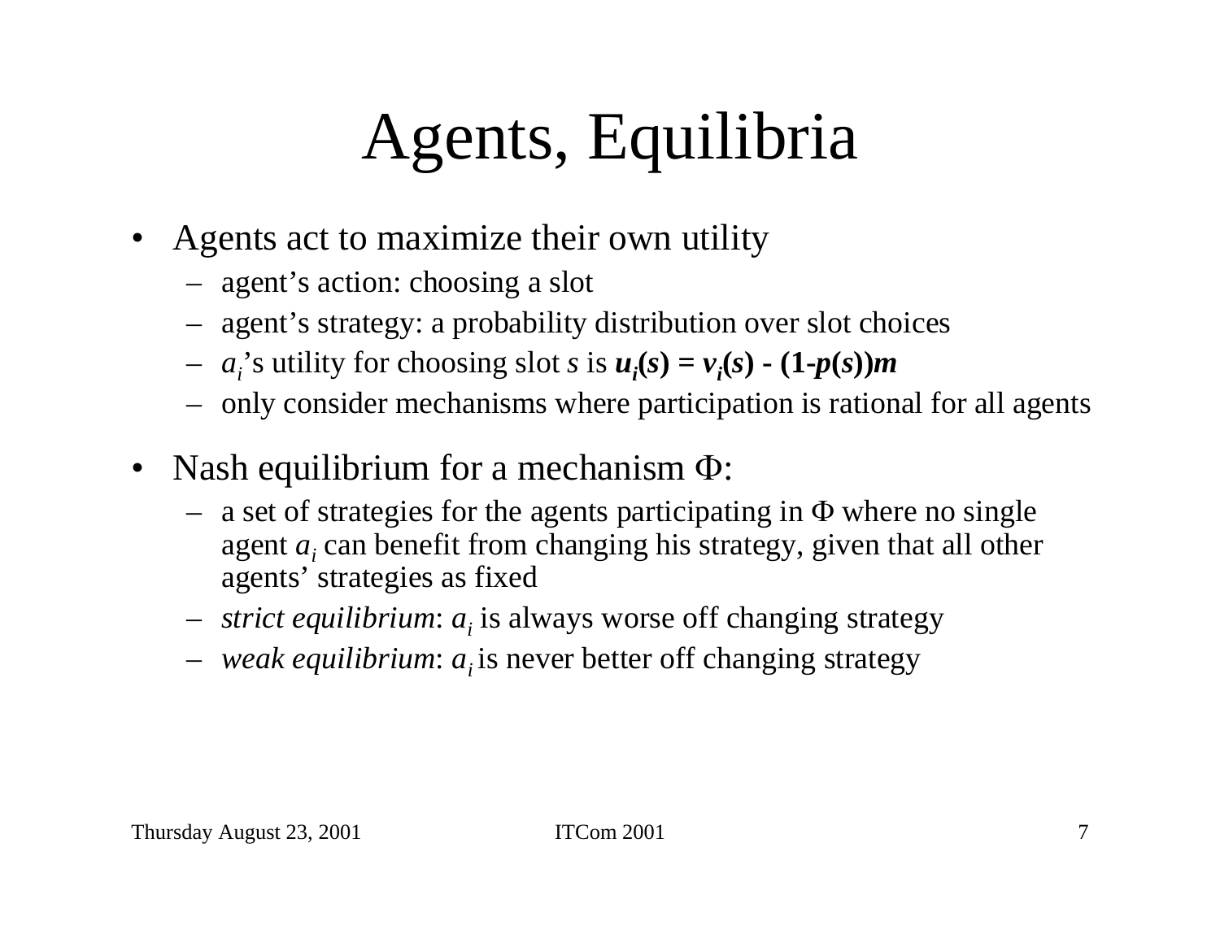# Agents, Equilibria

- Agents act to maximize their own utility
  - agent's action: choosing a slot
  - agent's strategy: a probability distribution over slot choices
  - $a_i$'s utility for choosing slot $s$ is $\boldsymbol{u_i(s) = v_i(s) - (1\text{-}p(s))m}$
  - only consider mechanisms where participation is rational for all agents
- Nash equilibrium for a mechanism $\Phi$:
  - a set of strategies for the agents participating in $\Phi$ where no single agent $a_i$ can benefit from changing his strategy, given that all other agents' strategies as fixed
  - *strict equilibrium*: $a_i$ is always worse off changing strategy
  - *weak equilibrium*: $a_i$ is never better off changing strategy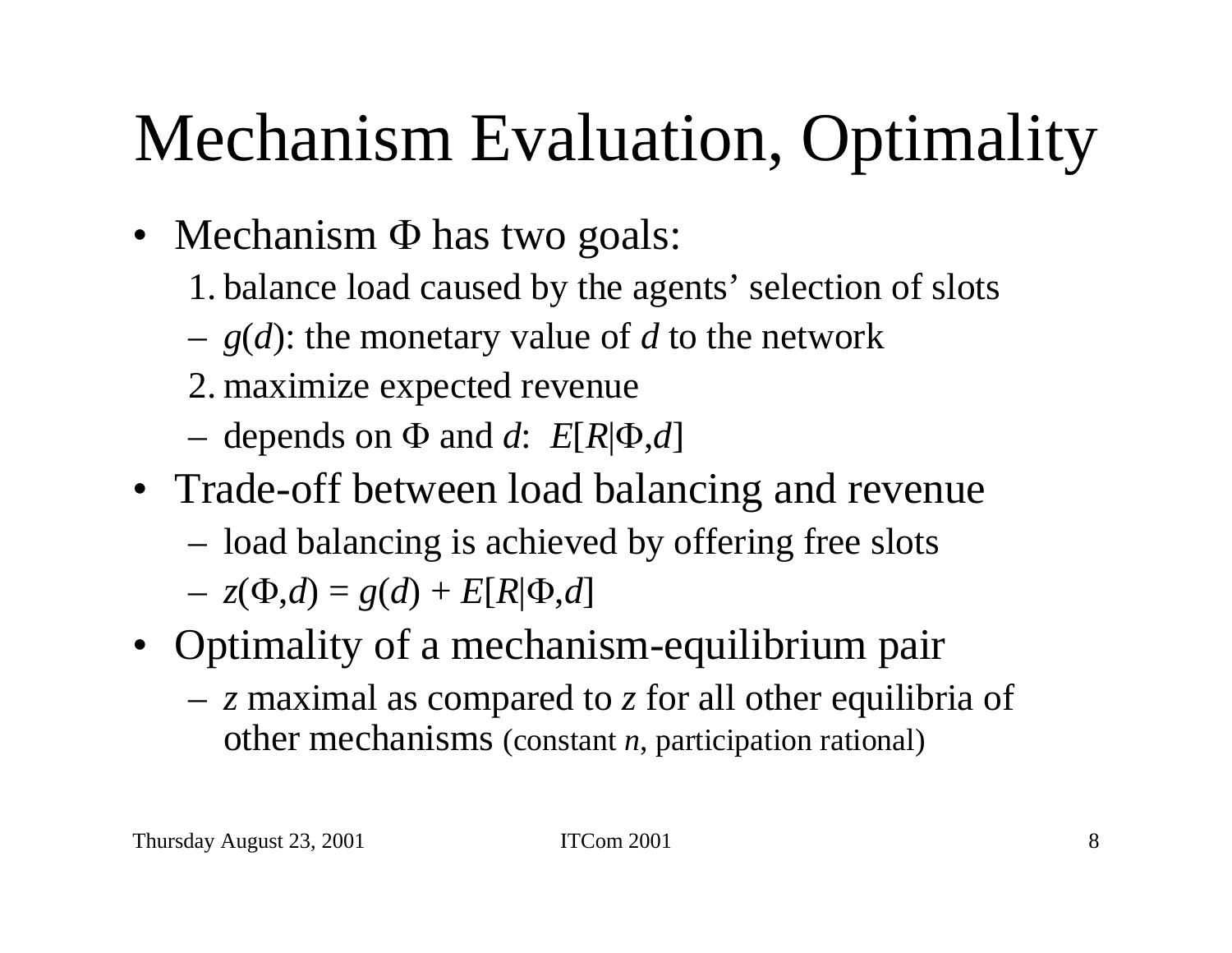# Mechanism Evaluation, Optimality

- Mechanism $\Phi$ has two goals:
  1. balance load caused by the agents' selection of slots
  - $g(d)$: the monetary value of $d$ to the network
  2. maximize expected revenue
  - depends on $\Phi$ and $d$: $E[R|\Phi,d]$
- Trade-off between load balancing and revenue
  - load balancing is achieved by offering free slots
  - $z(\Phi,d) = g(d) + E[R|\Phi,d]$
- Optimality of a mechanism-equilibrium pair
  - $z$ maximal as compared to $z$ for all other equilibria of other mechanisms (constant $n$, participation rational)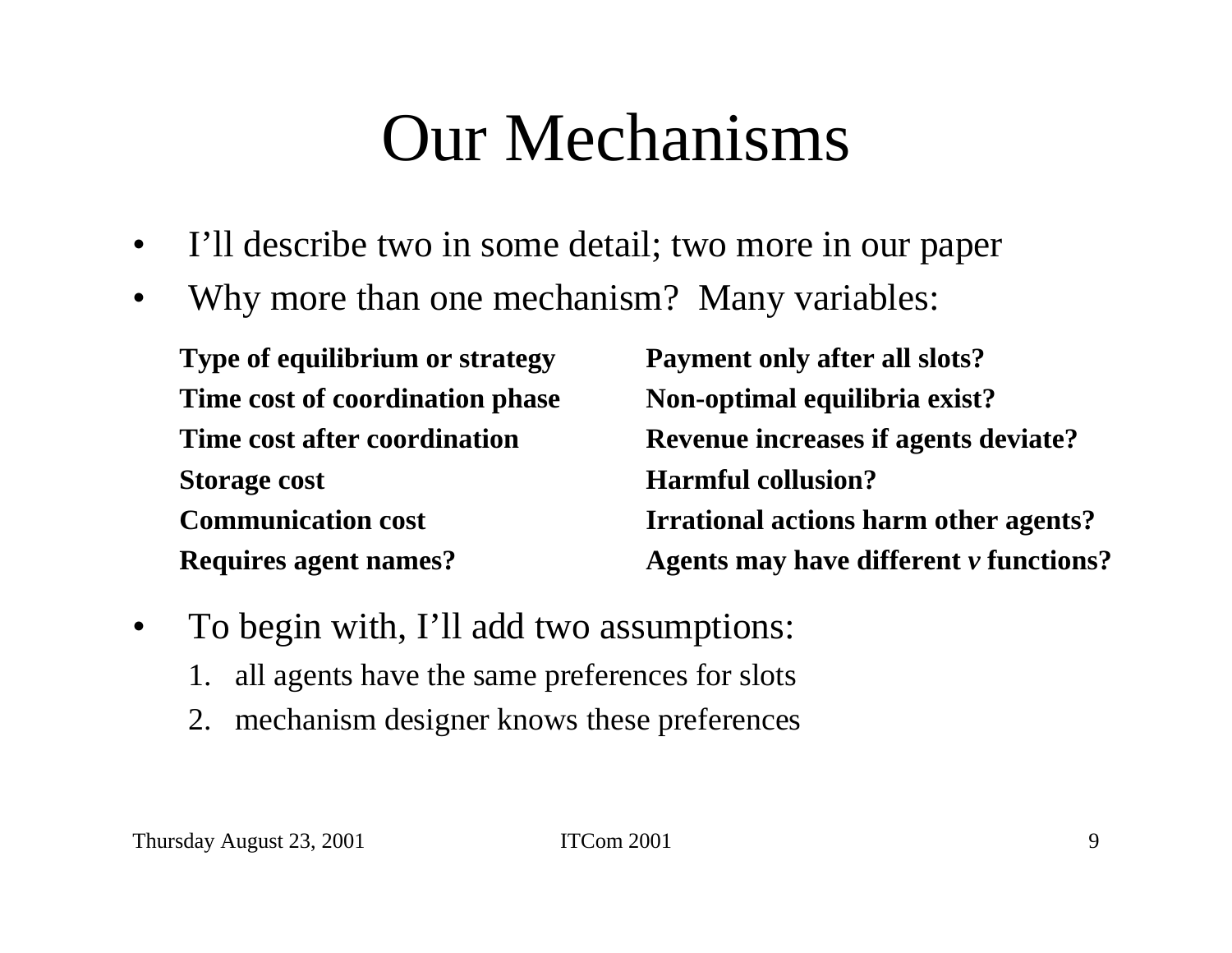# Our Mechanisms

- I'll describe two in some detail; two more in our paper
- Why more than one mechanism? Many variables:

| | |
|---|---|
| **Type of equilibrium or strategy** | **Payment only after all slots?** |
| **Time cost of coordination phase** | **Non-optimal equilibria exist?** |
| **Time cost after coordination** | **Revenue increases if agents deviate?** |
| **Storage cost** | **Harmful collusion?** |
| **Communication cost** | **Irrational actions harm other agents?** |
| **Requires agent names?** | **Agents may have different *v* functions?** |

- To begin with, I'll add two assumptions:
  1. all agents have the same preferences for slots
  2. mechanism designer knows these preferences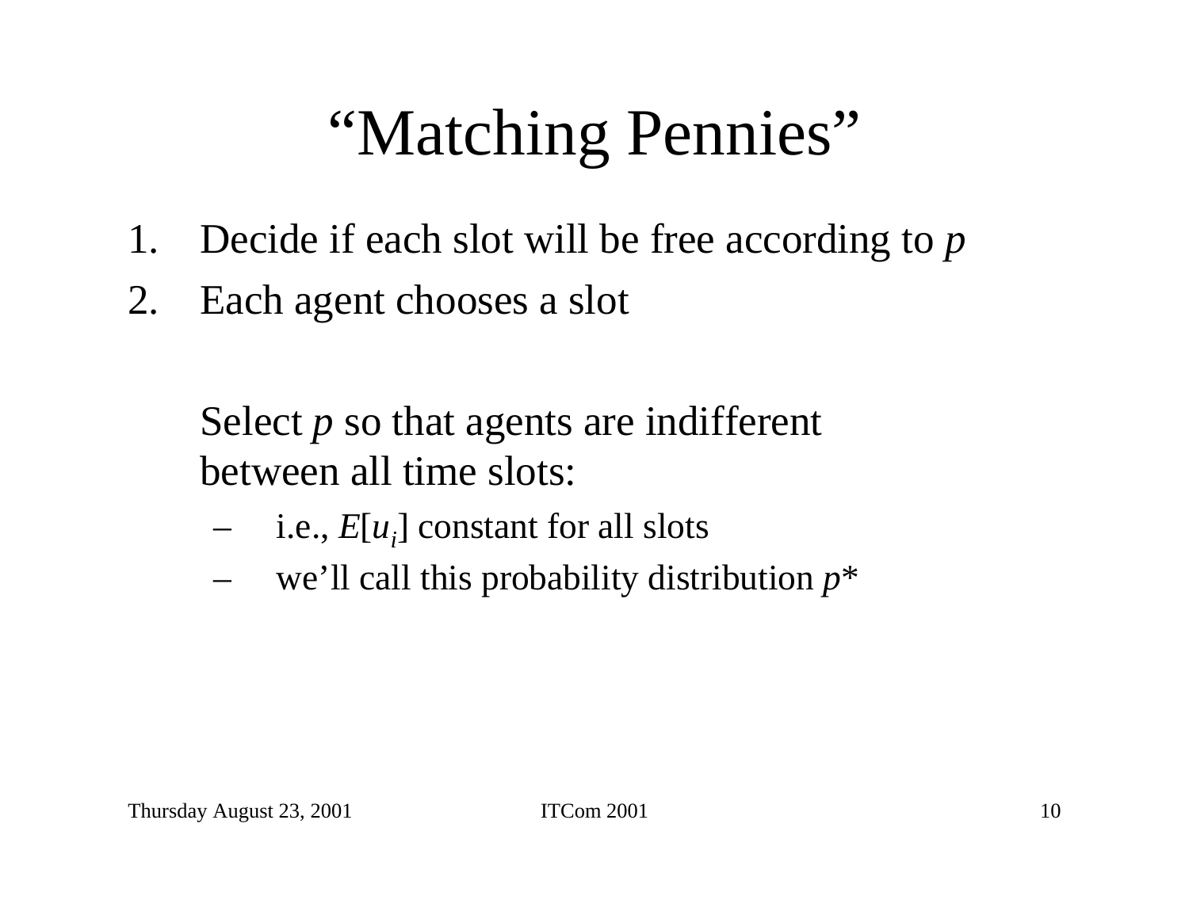# “Matching Pennies”

1. Decide if each slot will be free according to $p$
2. Each agent chooses a slot

   Select $p$ so that agents are indifferent between all time slots:

   – i.e., $E[u_i]$ constant for all slots
   – we’ll call this probability distribution $p^*$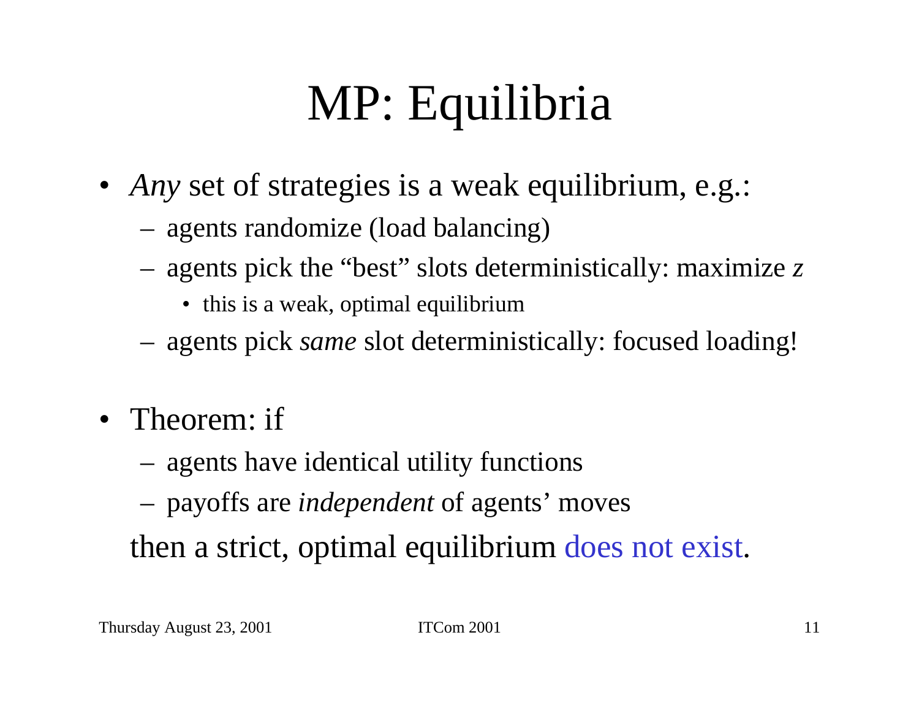# MP: Equilibria

- *Any* set of strategies is a weak equilibrium, e.g.:
  - agents randomize (load balancing)
  - agents pick the "best" slots deterministically: maximize $z$
    - this is a weak, optimal equilibrium
  - agents pick *same* slot deterministically: focused loading!

- Theorem: if
  - agents have identical utility functions
  - payoffs are *independent* of agents' moves

  then a strict, optimal equilibrium does not exist.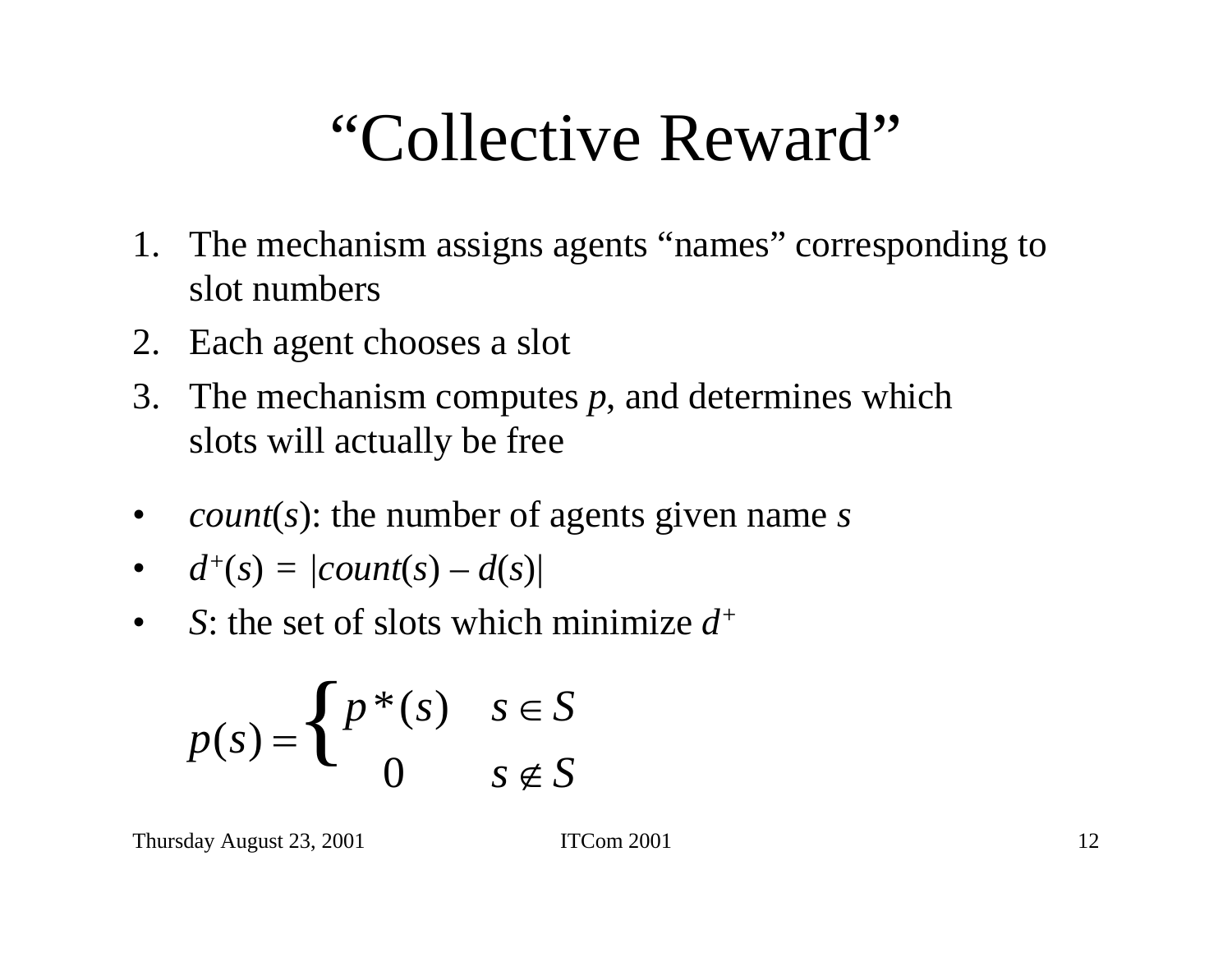# "Collective Reward"

1. The mechanism assigns agents "names" corresponding to slot numbers
2. Each agent chooses a slot
3. The mechanism computes $p$, and determines which slots will actually be free

- $count(s)$: the number of agents given name $s$
- $d^{+}(s) = |count(s) - d(s)|$
- $S$: the set of slots which minimize $d^{+}$

$$p(s) = \begin{cases} p^{*}(s) & s \in S \\ 0 & s \notin S \end{cases}$$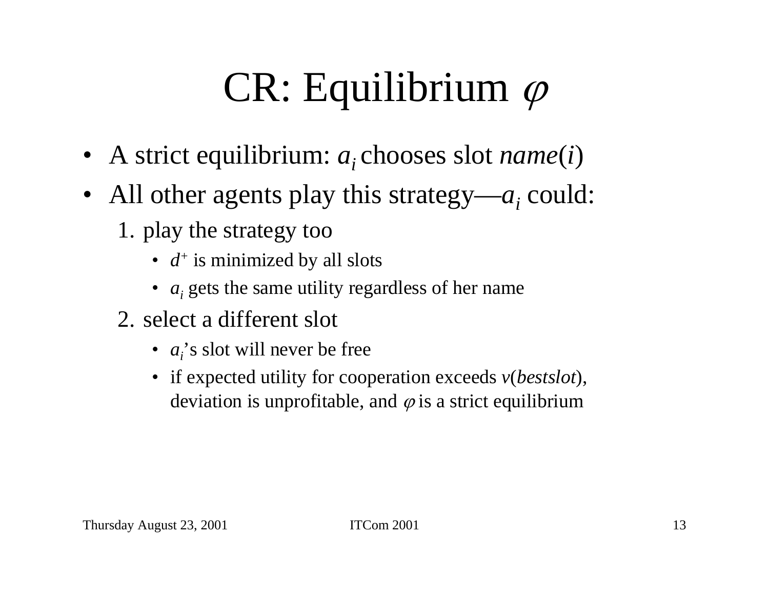# CR: Equilibrium $\varphi$

- A strict equilibrium: $a_i$ chooses slot *name*($i$)
- All other agents play this strategy—$a_i$ could:
  1. play the strategy too
     - $d^+$ is minimized by all slots
     - $a_i$ gets the same utility regardless of her name
  2. select a different slot
     - $a_i$'s slot will never be free
     - if expected utility for cooperation exceeds $v$(*bestslot*), deviation is unprofitable, and $\varphi$ is a strict equilibrium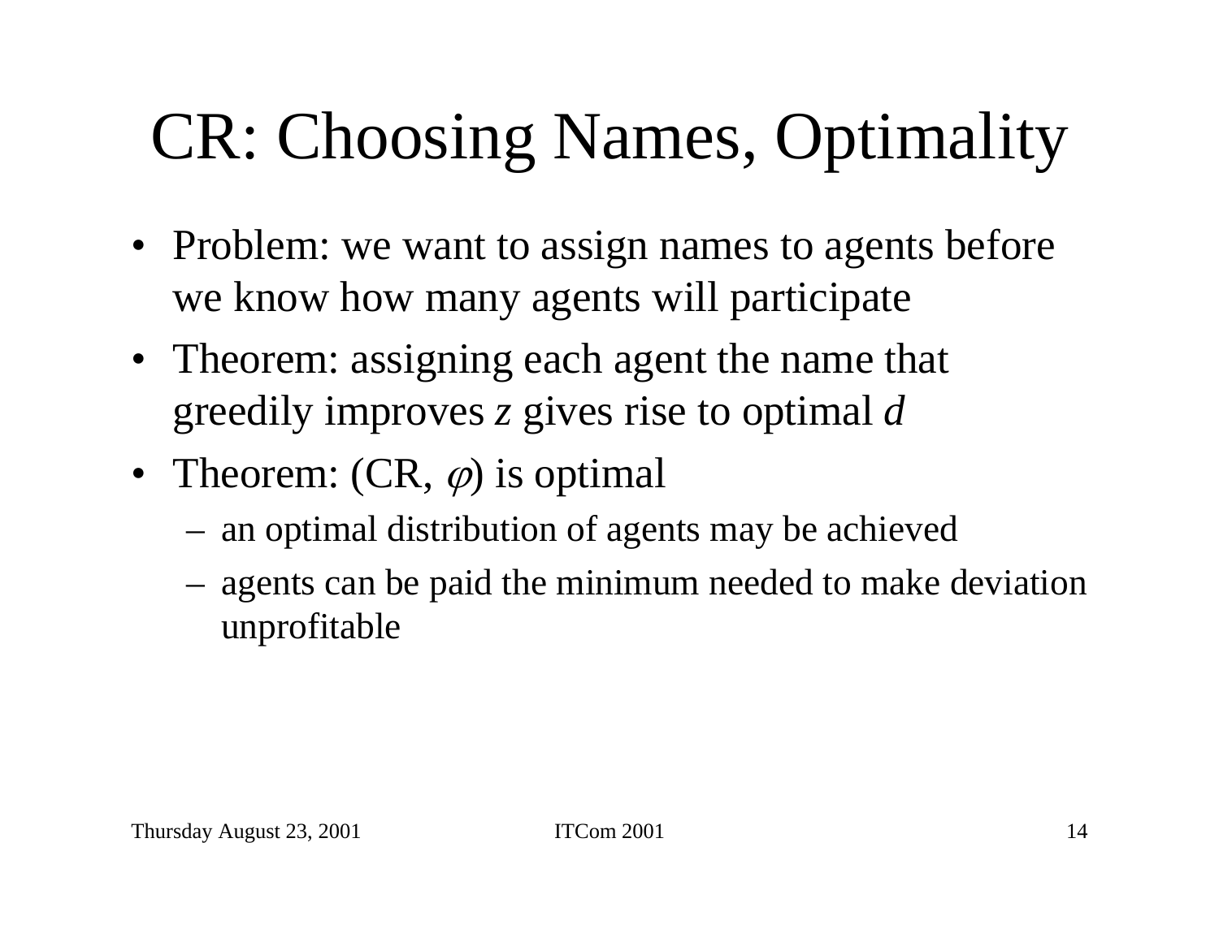# CR: Choosing Names, Optimality

- Problem: we want to assign names to agents before we know how many agents will participate
- Theorem: assigning each agent the name that greedily improves $z$ gives rise to optimal $d$
- Theorem: (CR, $\varphi$) is optimal
  - an optimal distribution of agents may be achieved
  - agents can be paid the minimum needed to make deviation unprofitable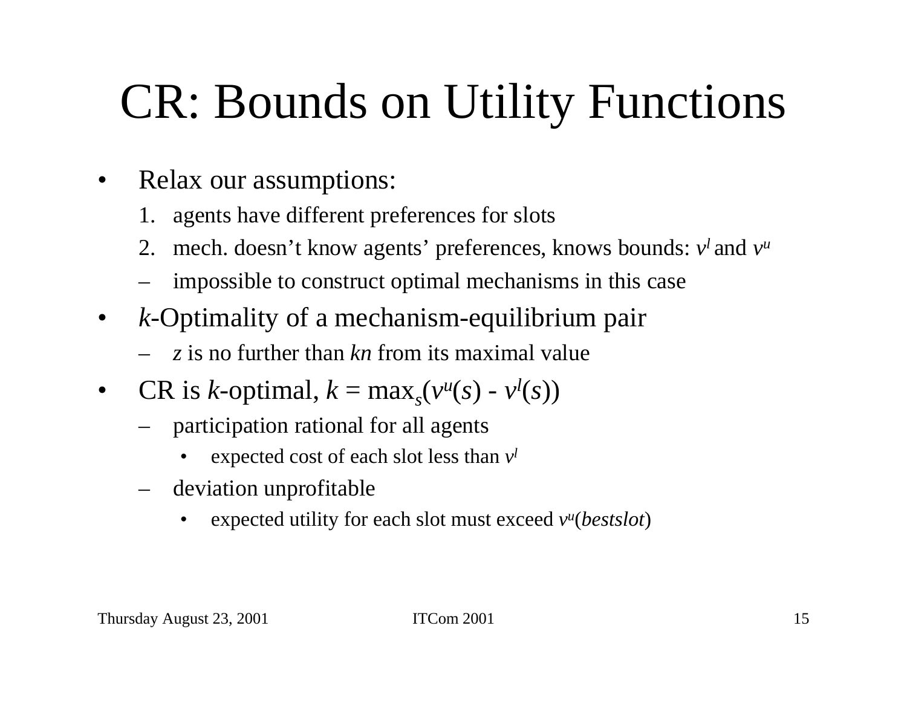# CR: Bounds on Utility Functions

- Relax our assumptions:
  1. agents have different preferences for slots
  2. mech. doesn't know agents' preferences, knows bounds: $v^l$ and $v^u$
  - impossible to construct optimal mechanisms in this case
- *k*-Optimality of a mechanism-equilibrium pair
  - *z* is no further than *kn* from its maximal value
- CR is *k*-optimal, $k = \max_s(v^u(s) - v^l(s))$
  - participation rational for all agents
    - expected cost of each slot less than $v^l$
  - deviation unprofitable
    - expected utility for each slot must exceed $v^u(bestslot)$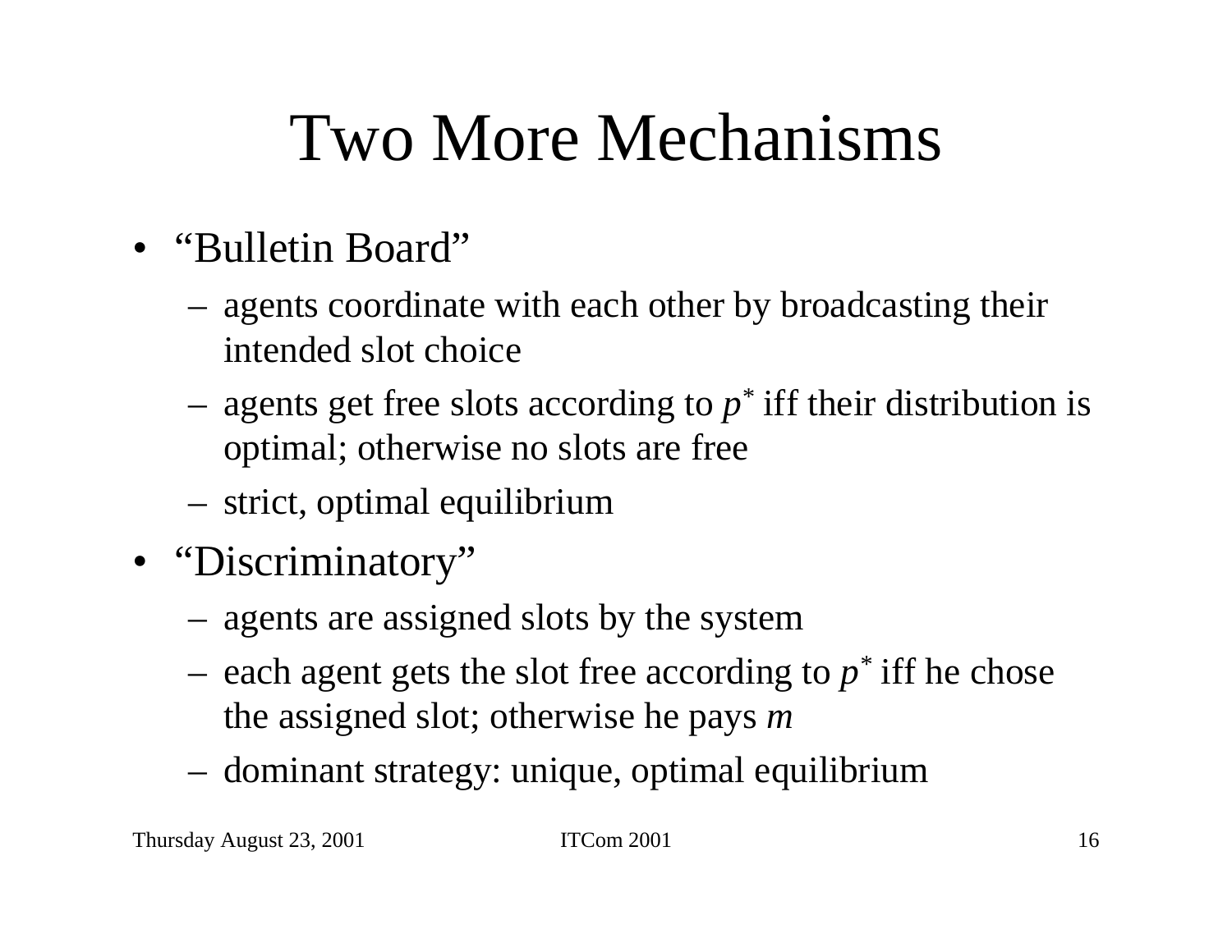# Two More Mechanisms

- "Bulletin Board"
  - agents coordinate with each other by broadcasting their intended slot choice
  - agents get free slots according to $p^*$ iff their distribution is optimal; otherwise no slots are free
  - strict, optimal equilibrium
- "Discriminatory"
  - agents are assigned slots by the system
  - each agent gets the slot free according to $p^*$ iff he chose the assigned slot; otherwise he pays $m$
  - dominant strategy: unique, optimal equilibrium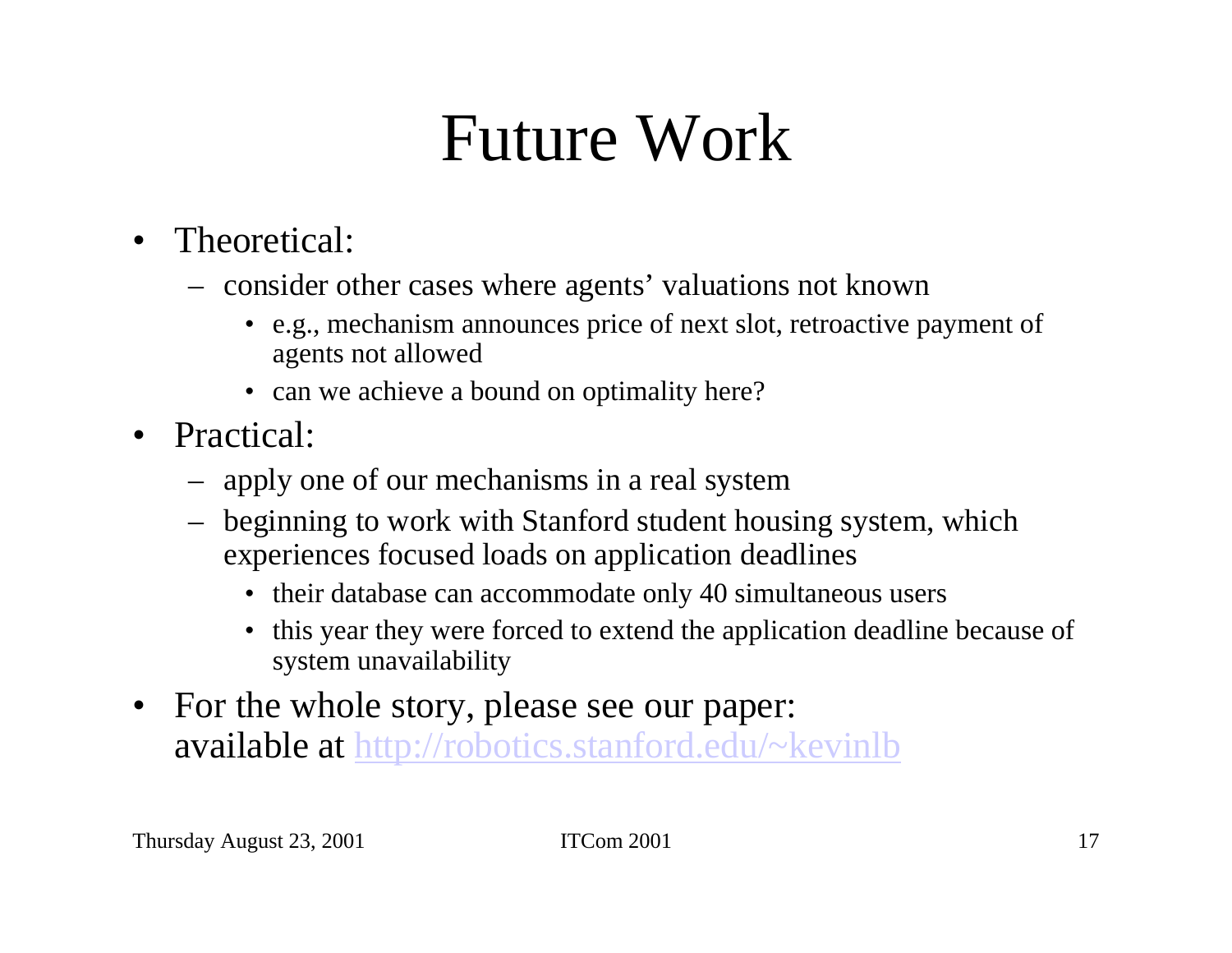# Future Work

- Theoretical:
  - consider other cases where agents' valuations not known
    - e.g., mechanism announces price of next slot, retroactive payment of agents not allowed
    - can we achieve a bound on optimality here?
- Practical:
  - apply one of our mechanisms in a real system
  - beginning to work with Stanford student housing system, which experiences focused loads on application deadlines
    - their database can accommodate only 40 simultaneous users
    - this year they were forced to extend the application deadline because of system unavailability
- For the whole story, please see our paper: available at http://robotics.stanford.edu/~kevinlb